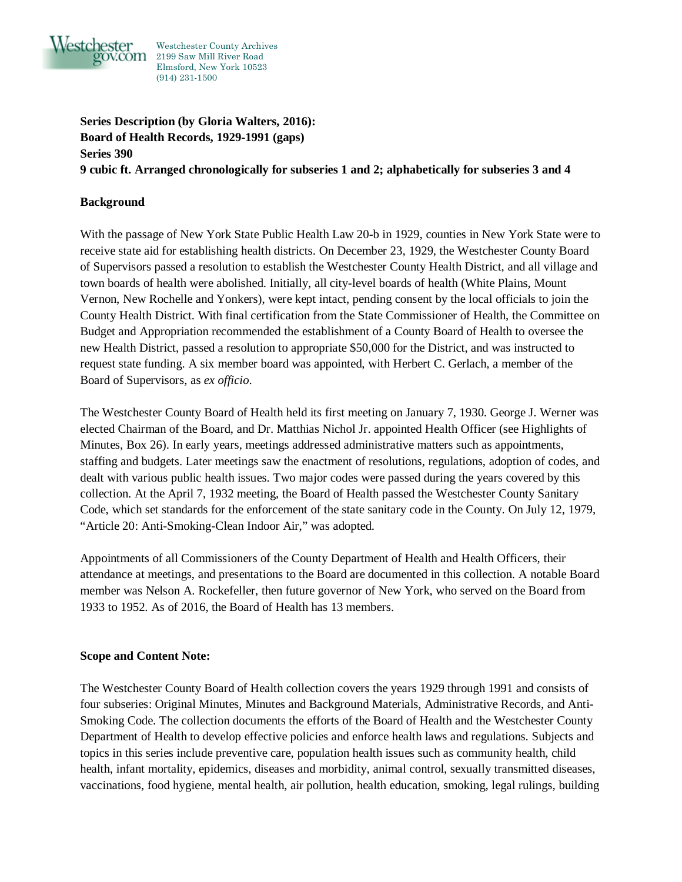Westchester County Archives
2199 Saw Mill River Road
Elmsford, New York 10523
(914) 231-1500

**Series Description (by Gloria Walters, 2016):**
**Board of Health Records, 1929-1991 (gaps)**
**Series 390**
**9 cubic ft. Arranged chronologically for subseries 1 and 2; alphabetically for subseries 3 and 4**

**Background**

With the passage of New York State Public Health Law 20-b in 1929, counties in New York State were to receive state aid for establishing health districts. On December 23, 1929, the Westchester County Board of Supervisors passed a resolution to establish the Westchester County Health District, and all village and town boards of health were abolished. Initially, all city-level boards of health (White Plains, Mount Vernon, New Rochelle and Yonkers), were kept intact, pending consent by the local officials to join the County Health District. With final certification from the State Commissioner of Health, the Committee on Budget and Appropriation recommended the establishment of a County Board of Health to oversee the new Health District, passed a resolution to appropriate $50,000 for the District, and was instructed to request state funding. A six member board was appointed, with Herbert C. Gerlach, a member of the Board of Supervisors, as *ex officio*.

The Westchester County Board of Health held its first meeting on January 7, 1930. George J. Werner was elected Chairman of the Board, and Dr. Matthias Nichol Jr. appointed Health Officer (see Highlights of Minutes, Box 26). In early years, meetings addressed administrative matters such as appointments, staffing and budgets. Later meetings saw the enactment of resolutions, regulations, adoption of codes, and dealt with various public health issues. Two major codes were passed during the years covered by this collection. At the April 7, 1932 meeting, the Board of Health passed the Westchester County Sanitary Code, which set standards for the enforcement of the state sanitary code in the County. On July 12, 1979, "Article 20: Anti-Smoking-Clean Indoor Air," was adopted.

Appointments of all Commissioners of the County Department of Health and Health Officers, their attendance at meetings, and presentations to the Board are documented in this collection. A notable Board member was Nelson A. Rockefeller, then future governor of New York, who served on the Board from 1933 to 1952. As of 2016, the Board of Health has 13 members.

**Scope and Content Note:**

The Westchester County Board of Health collection covers the years 1929 through 1991 and consists of four subseries: Original Minutes, Minutes and Background Materials, Administrative Records, and Anti-Smoking Code. The collection documents the efforts of the Board of Health and the Westchester County Department of Health to develop effective policies and enforce health laws and regulations. Subjects and topics in this series include preventive care, population health issues such as community health, child health, infant mortality, epidemics, diseases and morbidity, animal control, sexually transmitted diseases, vaccinations, food hygiene, mental health, air pollution, health education, smoking, legal rulings, building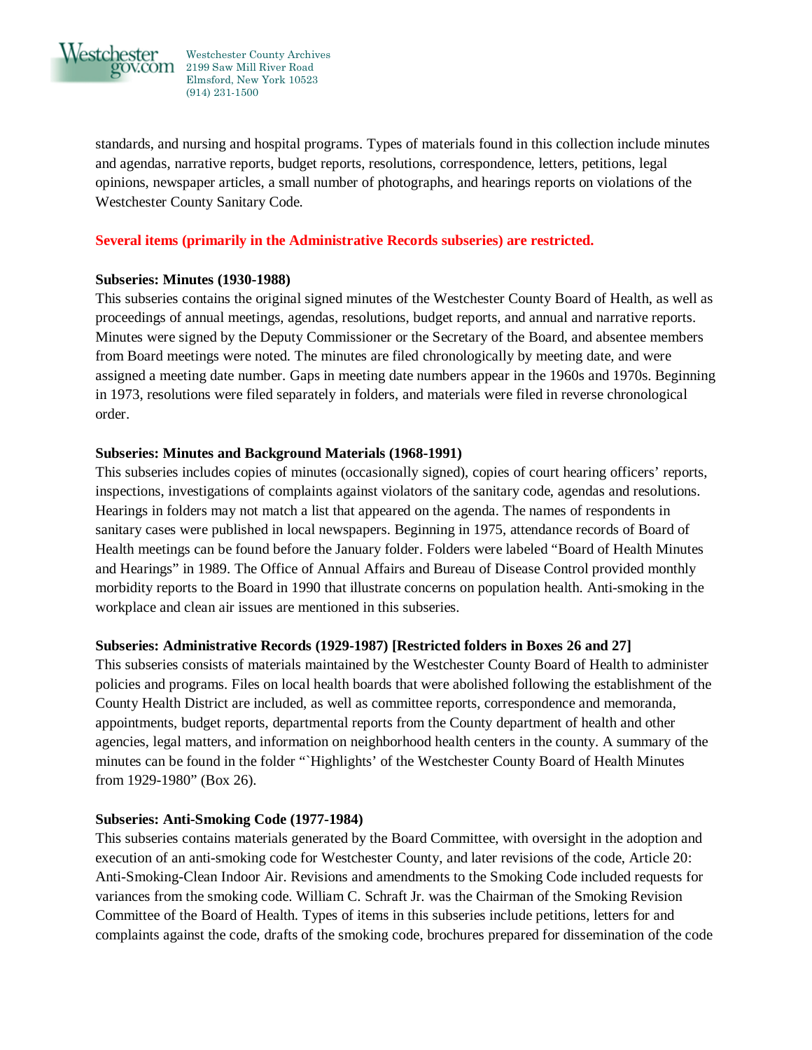standards, and nursing and hospital programs. Types of materials found in this collection include minutes and agendas, narrative reports, budget reports, resolutions, correspondence, letters, petitions, legal opinions, newspaper articles, a small number of photographs, and hearings reports on violations of the Westchester County Sanitary Code.

**Several items (primarily in the Administrative Records subseries) are restricted.**

**Subseries: Minutes (1930-1988)**

This subseries contains the original signed minutes of the Westchester County Board of Health, as well as proceedings of annual meetings, agendas, resolutions, budget reports, and annual and narrative reports. Minutes were signed by the Deputy Commissioner or the Secretary of the Board, and absentee members from Board meetings were noted. The minutes are filed chronologically by meeting date, and were assigned a meeting date number. Gaps in meeting date numbers appear in the 1960s and 1970s. Beginning in 1973, resolutions were filed separately in folders, and materials were filed in reverse chronological order.

**Subseries: Minutes and Background Materials (1968-1991)**

This subseries includes copies of minutes (occasionally signed), copies of court hearing officers' reports, inspections, investigations of complaints against violators of the sanitary code, agendas and resolutions. Hearings in folders may not match a list that appeared on the agenda. The names of respondents in sanitary cases were published in local newspapers. Beginning in 1975, attendance records of Board of Health meetings can be found before the January folder. Folders were labeled "Board of Health Minutes and Hearings" in 1989. The Office of Annual Affairs and Bureau of Disease Control provided monthly morbidity reports to the Board in 1990 that illustrate concerns on population health. Anti-smoking in the workplace and clean air issues are mentioned in this subseries.

**Subseries: Administrative Records (1929-1987) [Restricted folders in Boxes 26 and 27]**

This subseries consists of materials maintained by the Westchester County Board of Health to administer policies and programs. Files on local health boards that were abolished following the establishment of the County Health District are included, as well as committee reports, correspondence and memoranda, appointments, budget reports, departmental reports from the County department of health and other agencies, legal matters, and information on neighborhood health centers in the county. A summary of the minutes can be found in the folder "`Highlights' of the Westchester County Board of Health Minutes from 1929-1980" (Box 26).

**Subseries: Anti-Smoking Code (1977-1984)**

This subseries contains materials generated by the Board Committee, with oversight in the adoption and execution of an anti-smoking code for Westchester County, and later revisions of the code, Article 20: Anti-Smoking-Clean Indoor Air. Revisions and amendments to the Smoking Code included requests for variances from the smoking code. William C. Schraft Jr. was the Chairman of the Smoking Revision Committee of the Board of Health. Types of items in this subseries include petitions, letters for and complaints against the code, drafts of the smoking code, brochures prepared for dissemination of the code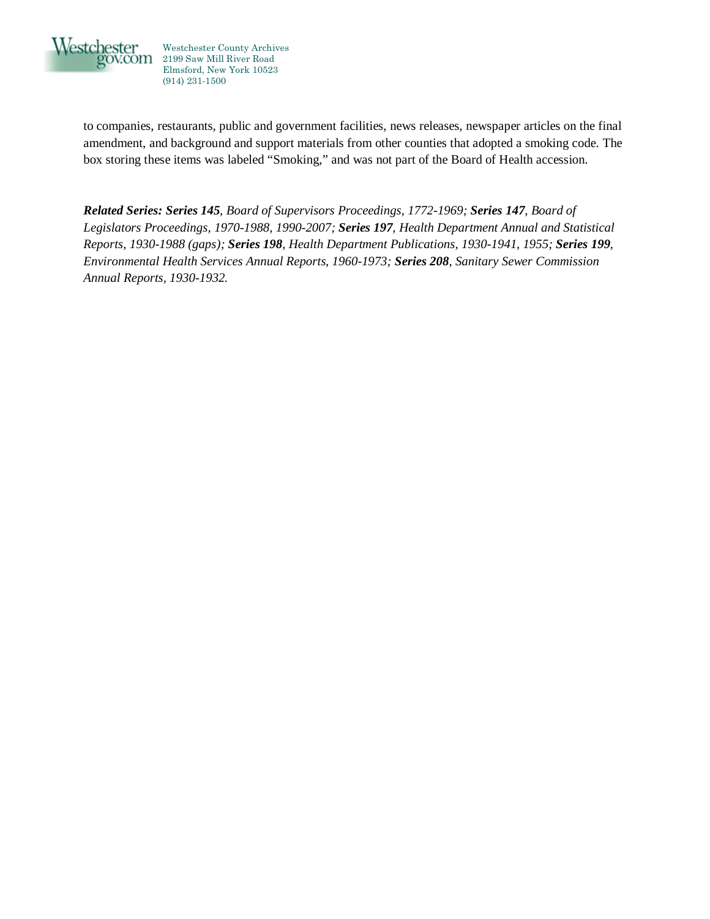to companies, restaurants, public and government facilities, news releases, newspaper articles on the final amendment, and background and support materials from other counties that adopted a smoking code. The box storing these items was labeled "Smoking," and was not part of the Board of Health accession.

***Related Series: Series 145****, Board of Supervisors Proceedings, 1772-1969;* ***Series 147****, Board of Legislators Proceedings, 1970-1988, 1990-2007;* ***Series 197****, Health Department Annual and Statistical Reports, 1930-1988 (gaps);* ***Series 198****, Health Department Publications, 1930-1941, 1955;* ***Series 199****, Environmental Health Services Annual Reports, 1960-1973;* ***Series 208****, Sanitary Sewer Commission Annual Reports, 1930-1932.*